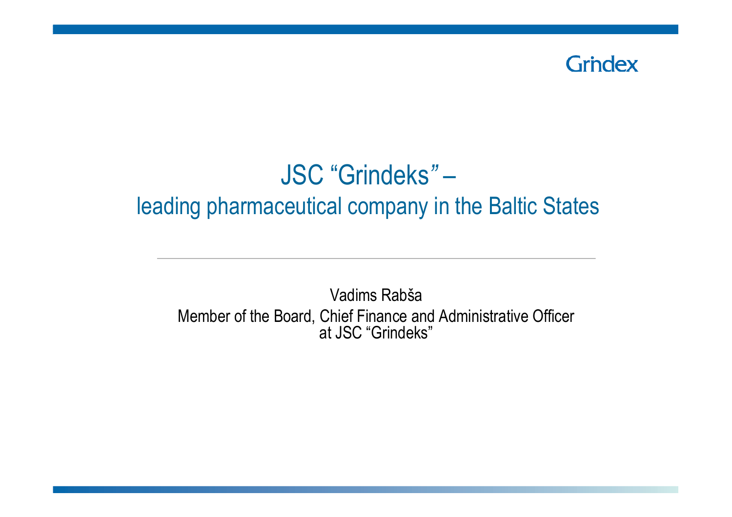Grindex

# JSC “Grindeks” – leading pharmaceutical company in the Baltic States

Vadims Rabša

Member of the Board, Chief Finance and Administrative Officer at JSC “Grindeks”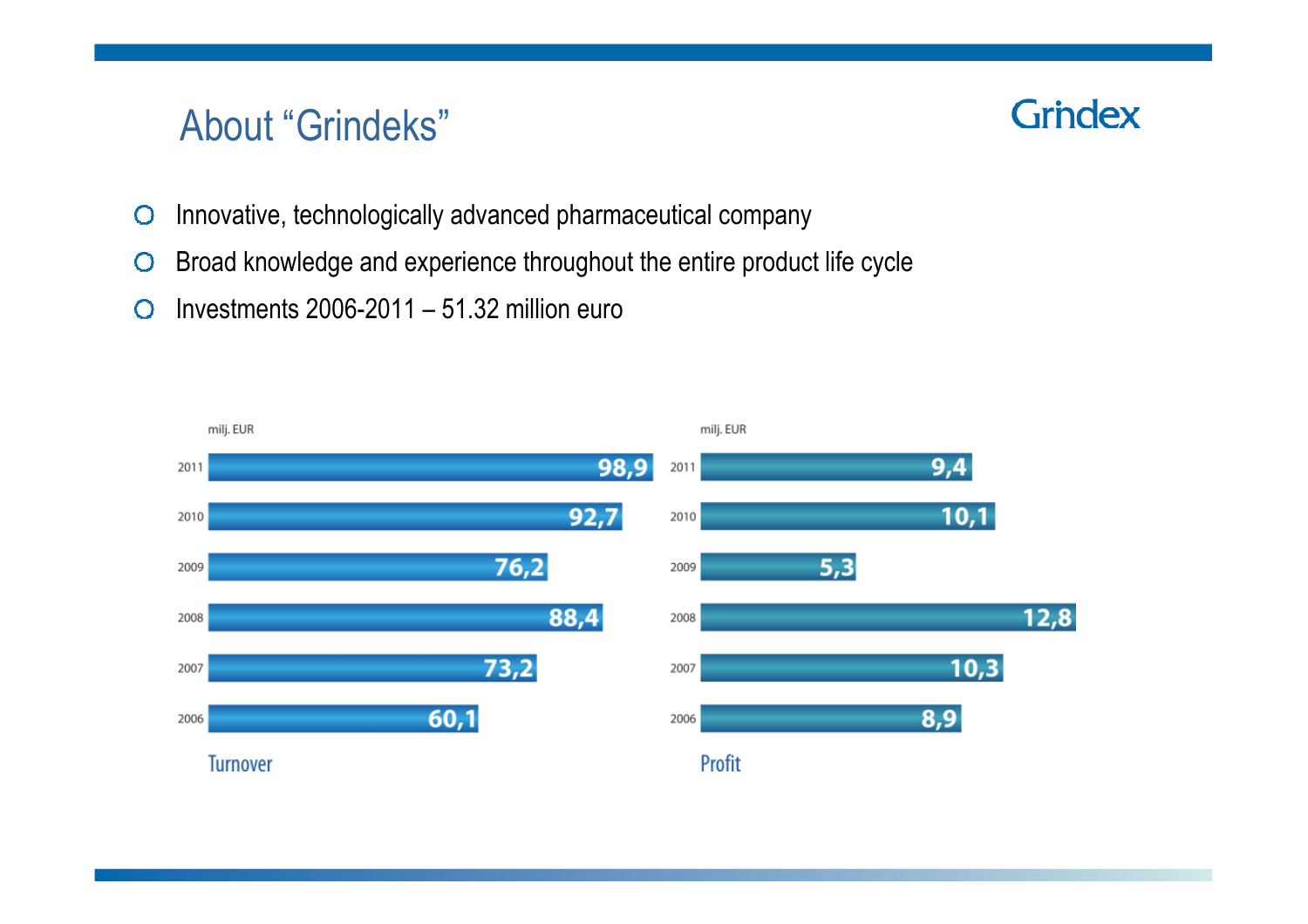# About "Grindeks"

Grindex

- Innovative, technologically advanced pharmaceutical company
- Broad knowledge and experience throughout the entire product life cycle
- Investments 2006-2011 – 51.32 million euro

**Turnover** (milj. EUR)

| Year | Turnover |
|---|---|
| 2011 | 98,9 |
| 2010 | 92,7 |
| 2009 | 76,2 |
| 2008 | 88,4 |
| 2007 | 73,2 |
| 2006 | 60,1 |

**Profit** (milj. EUR)

| Year | Profit |
|---|---|
| 2011 | 9,4 |
| 2010 | 10,1 |
| 2009 | 5,3 |
| 2008 | 12,8 |
| 2007 | 10,3 |
| 2006 | 8,9 |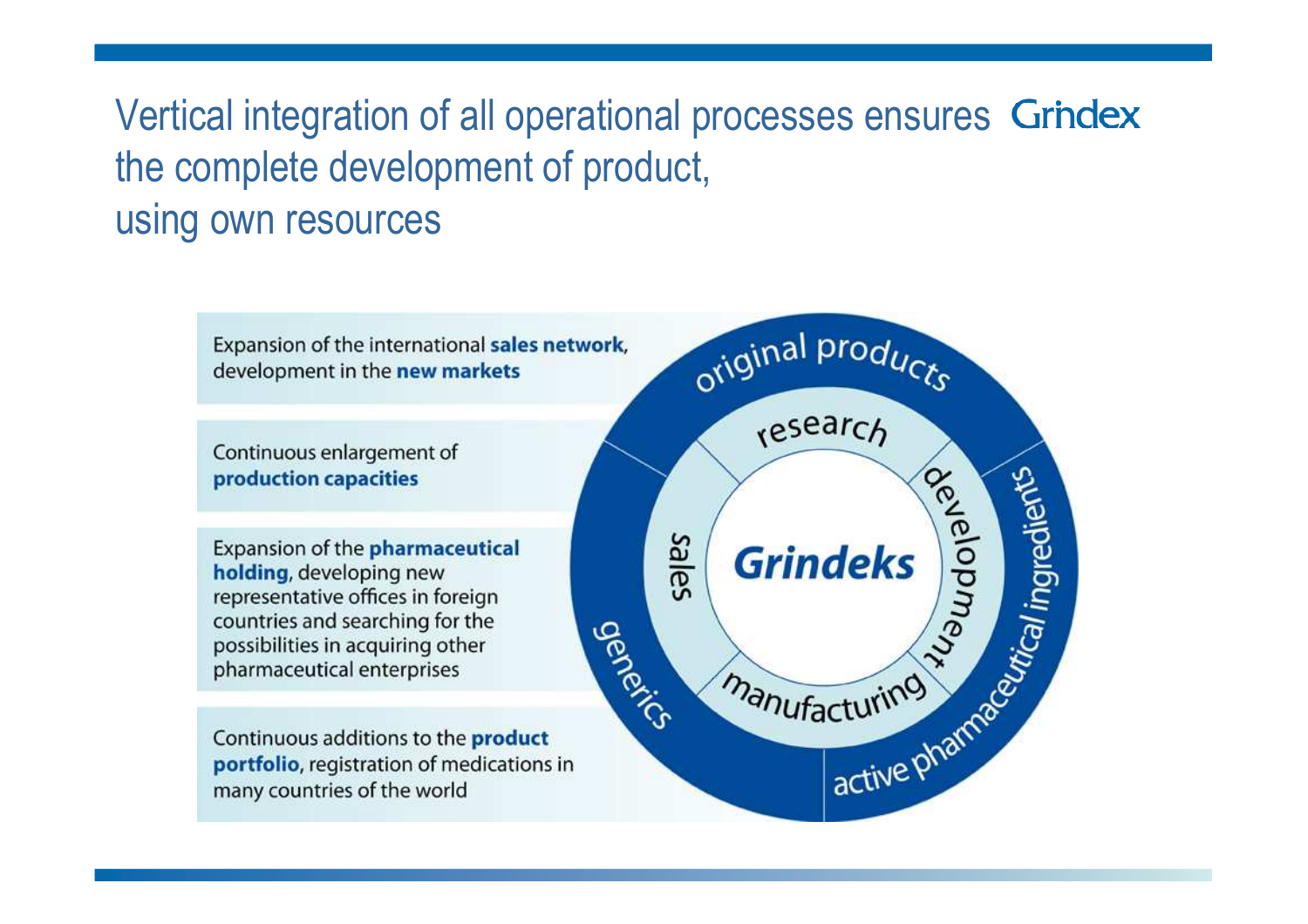# Vertical integration of all operational processes ensures the complete development of product, using own resources

Expansion of the international **sales network**, development in the **new markets**

Continuous enlargement of **production capacities**

Expansion of the **pharmaceutical holding**, developing new representative offices in foreign countries and searching for the possibilities in acquiring other pharmaceutical enterprises

Continuous additions to the **product portfolio**, registration of medications in many countries of the world

**Grindeks**

- research
- development
- manufacturing
- sales

- original products
- active pharmaceutical ingredients
- generics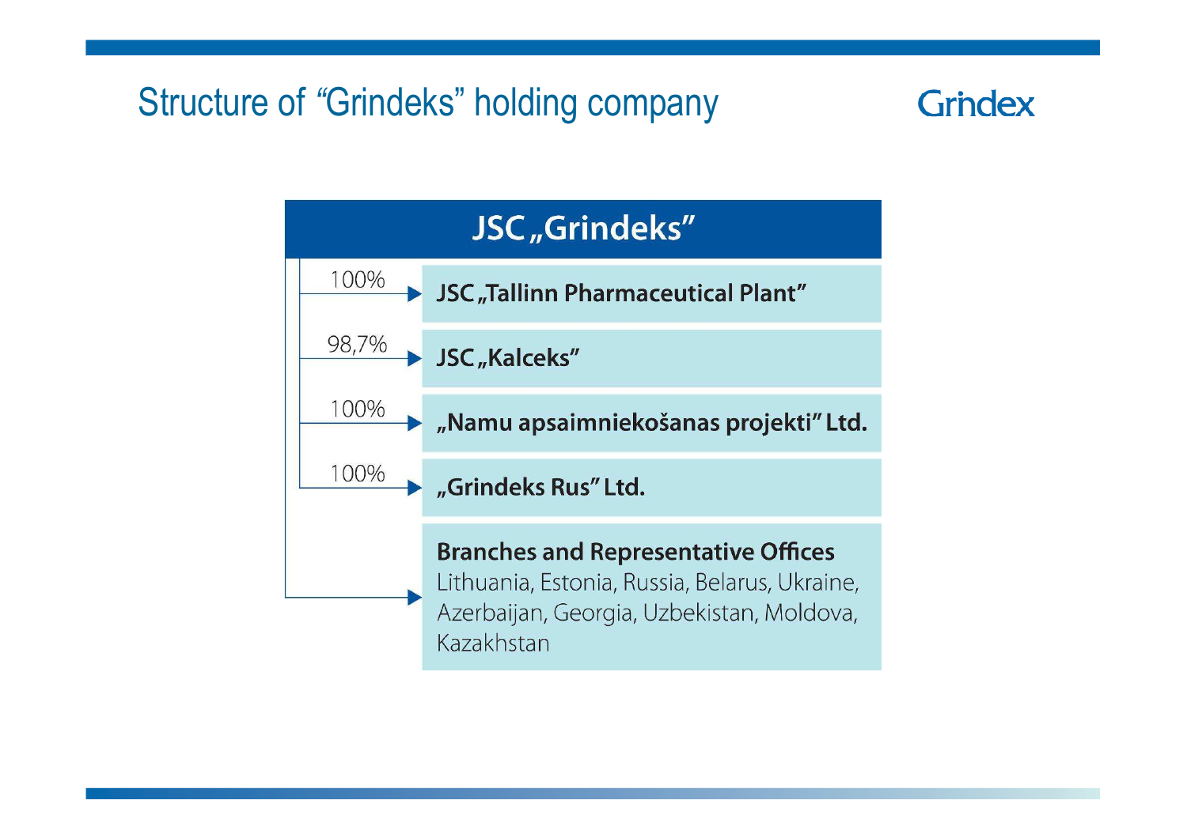# Structure of "Grindeks" holding company

Grindex

## JSC „Grindeks"

- 100% → **JSC „Tallinn Pharmaceutical Plant"**
- 98,7% → **JSC „Kalceks"**
- 100% → **„Namu apsaimniekošanas projekti" Ltd.**
- 100% → **„Grindeks Rus" Ltd.**
- → **Branches and Representative Offices**
  Lithuania, Estonia, Russia, Belarus, Ukraine, Azerbaijan, Georgia, Uzbekistan, Moldova, Kazakhstan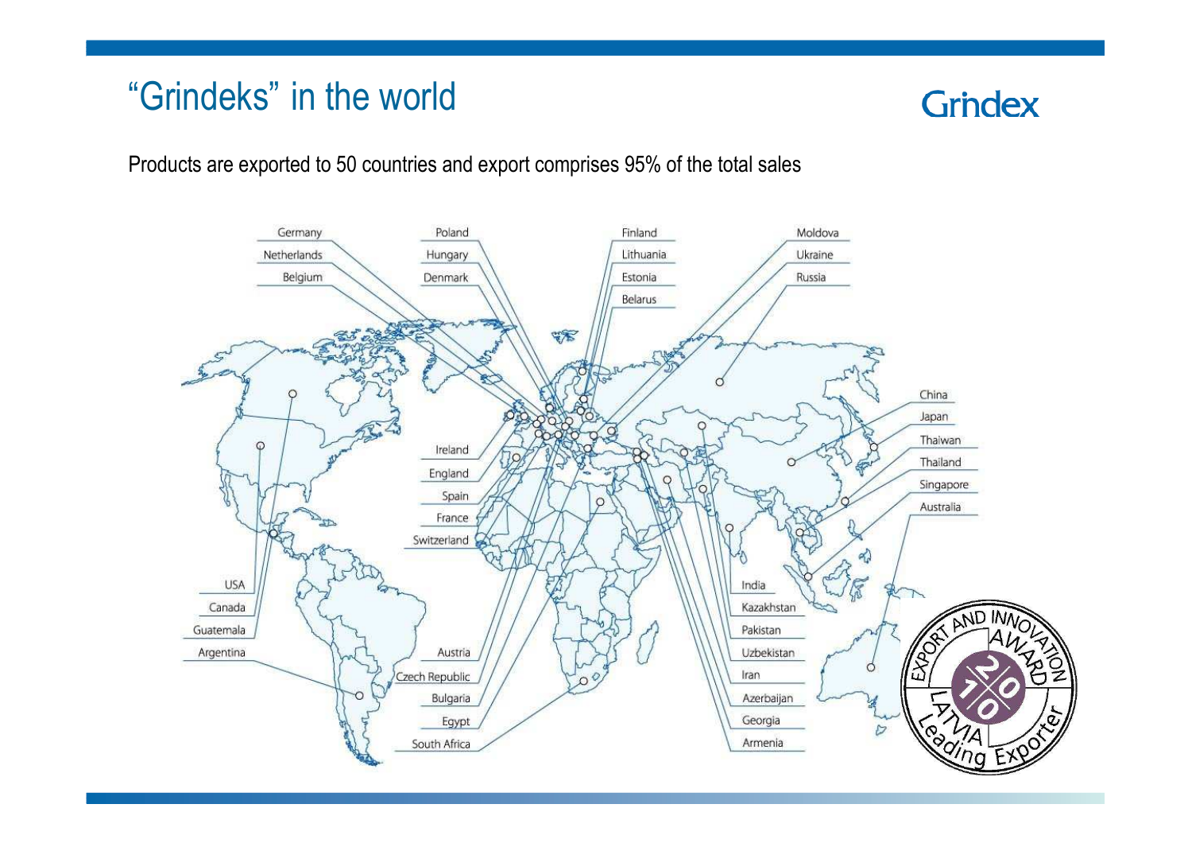# "Grindeks" in the world

Grindex

Products are exported to 50 countries and export comprises 95% of the total sales

Germany
Netherlands
Belgium
Poland
Hungary
Denmark
Finland
Lithuania
Estonia
Belarus
Moldova
Ukraine
Russia
China
Japan
Thaiwan
Thailand
Singapore
Australia
Ireland
England
Spain
France
Switzerland
USA
Canada
Guatemala
Argentina
Austria
Czech Republic
Bulgaria
Egypt
South Africa
India
Kazakhstan
Pakistan
Uzbekistan
Iran
Azerbaijan
Georgia
Armenia

EXPORT AND INNOVATION AWARD 2010 LATVIA Leading Exporter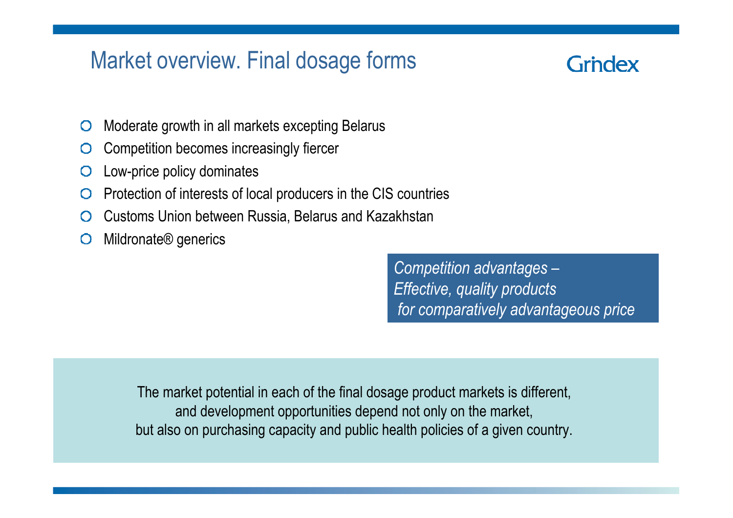# Market overview. Final dosage forms

Grindex

- Moderate growth in all markets excepting Belarus
- Competition becomes increasingly fiercer
- Low-price policy dominates
- Protection of interests of local producers in the CIS countries
- Customs Union between Russia, Belarus and Kazakhstan
- Mildronate® generics

*Competition advantages –*
*Effective, quality products*
*for comparatively advantageous price*

The market potential in each of the final dosage product markets is different, and development opportunities depend not only on the market, but also on purchasing capacity and public health policies of a given country.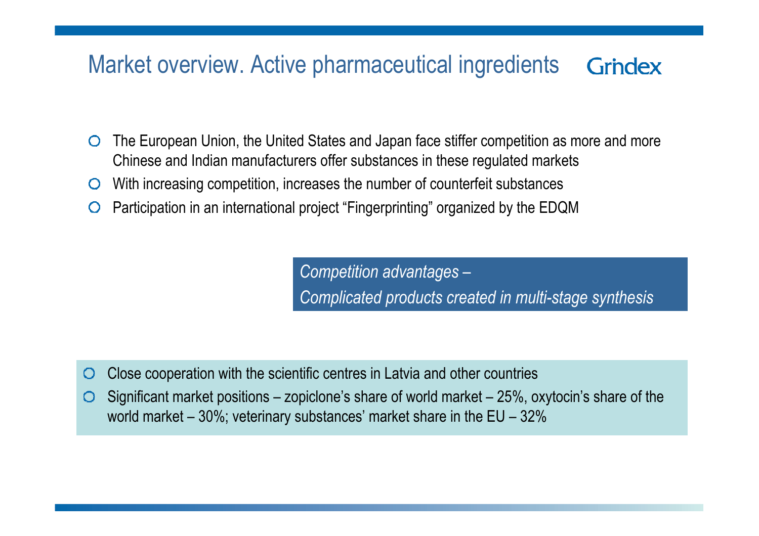# Market overview. Active pharmaceutical ingredients

Grindex

- The European Union, the United States and Japan face stiffer competition as more and more Chinese and Indian manufacturers offer substances in these regulated markets
- With increasing competition, increases the number of counterfeit substances
- Participation in an international project “Fingerprinting” organized by the EDQM

*Competition advantages –*
*Complicated products created in multi-stage synthesis*

- Close cooperation with the scientific centres in Latvia and other countries
- Significant market positions – zopiclone’s share of world market – 25%, oxytocin’s share of the world market – 30%; veterinary substances’ market share in the EU – 32%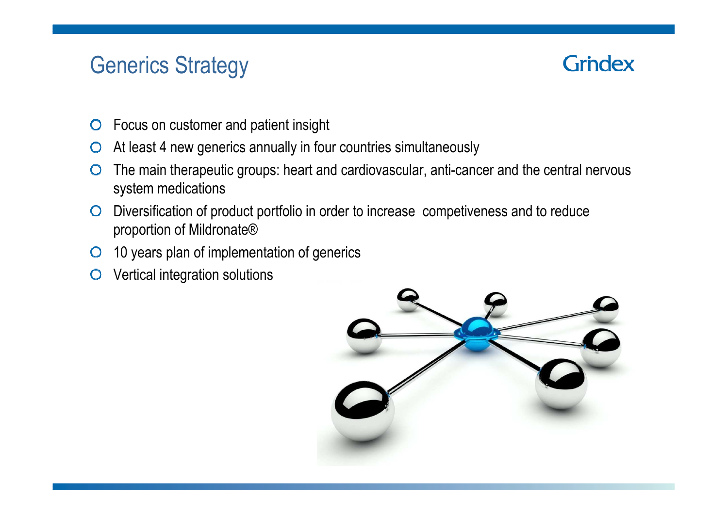# Generics Strategy

Grindex

- Focus on customer and patient insight
- At least 4 new generics annually in four countries simultaneously
- The main therapeutic groups: heart and cardiovascular, anti-cancer and the central nervous system medications
- Diversification of product portfolio in order to increase competiveness and to reduce proportion of Mildronate®
- 10 years plan of implementation of generics
- Vertical integration solutions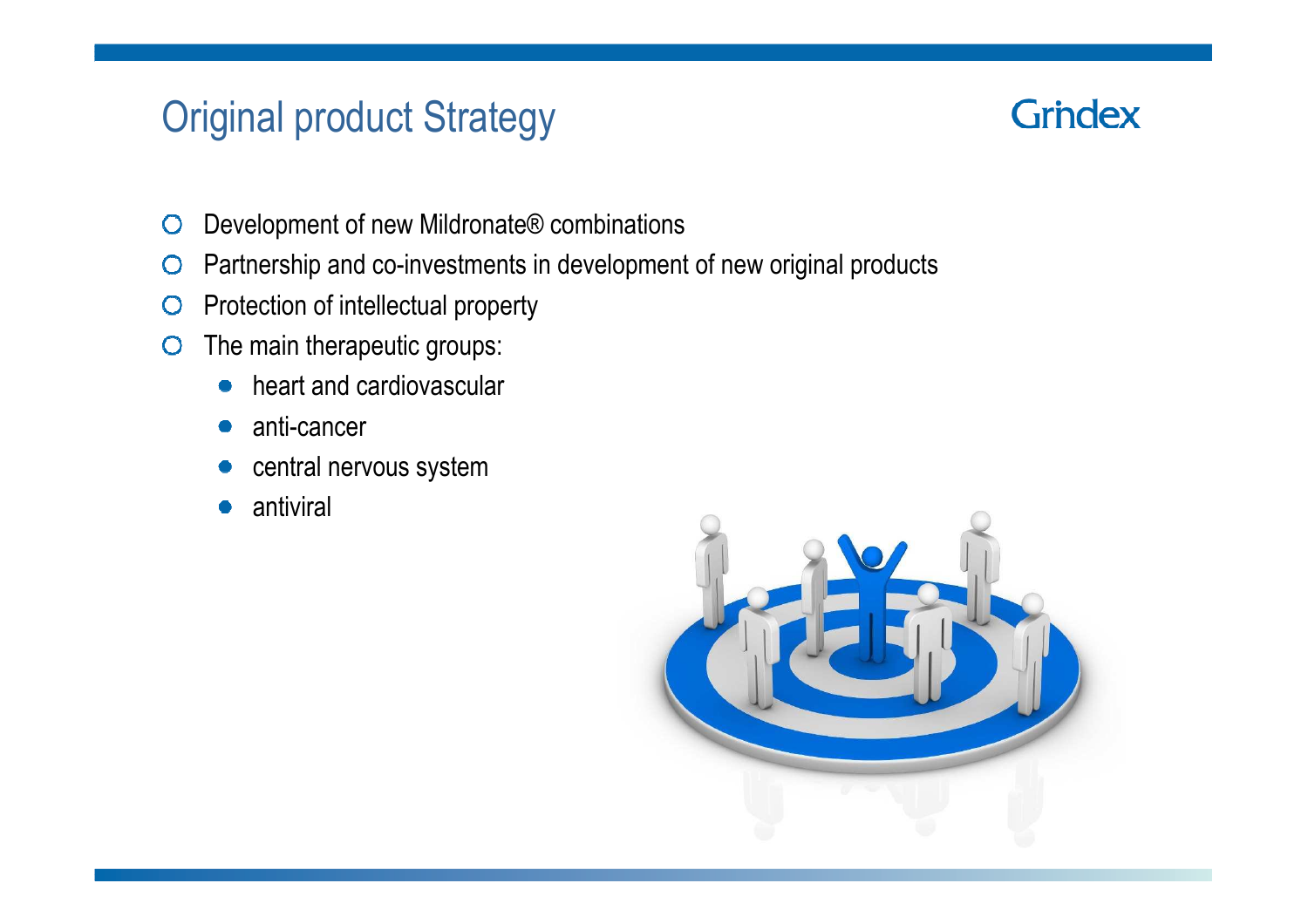# Original product Strategy

- Development of new Mildronate® combinations
- Partnership and co-investments in development of new original products
- Protection of intellectual property
- The main therapeutic groups:
  - heart and cardiovascular
  - anti-cancer
  - central nervous system
  - antiviral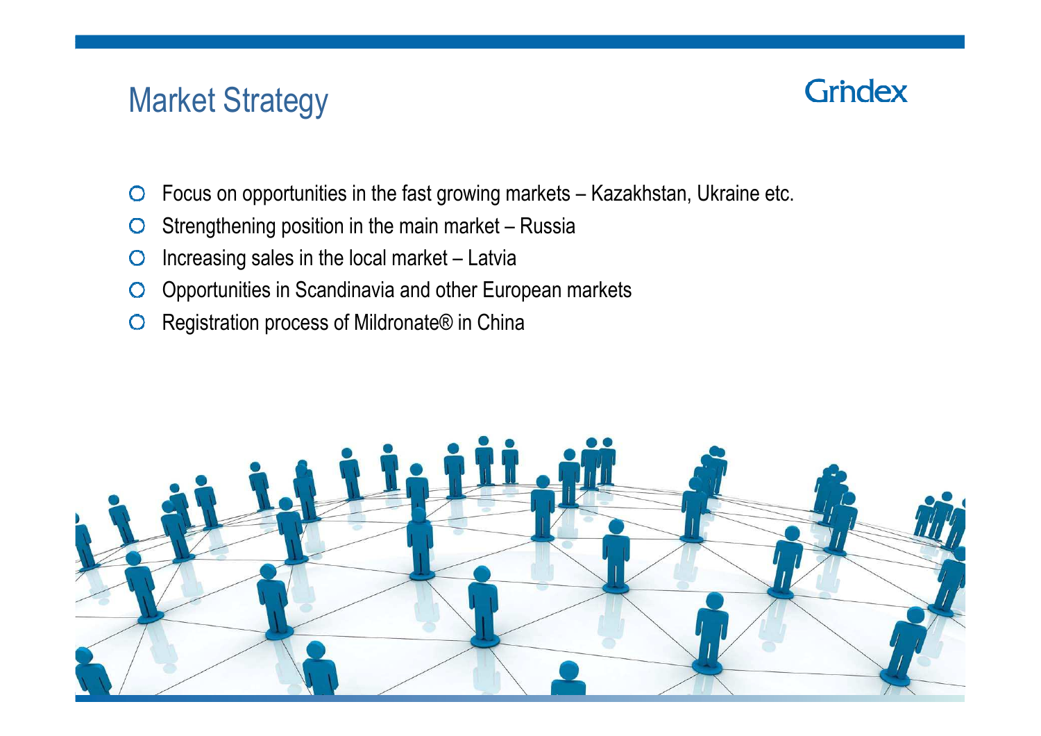# Market Strategy

Grindex

- Focus on opportunities in the fast growing markets – Kazakhstan, Ukraine etc.
- Strengthening position in the main market – Russia
- Increasing sales in the local market – Latvia
- Opportunities in Scandinavia and other European markets
- Registration process of Mildronate® in China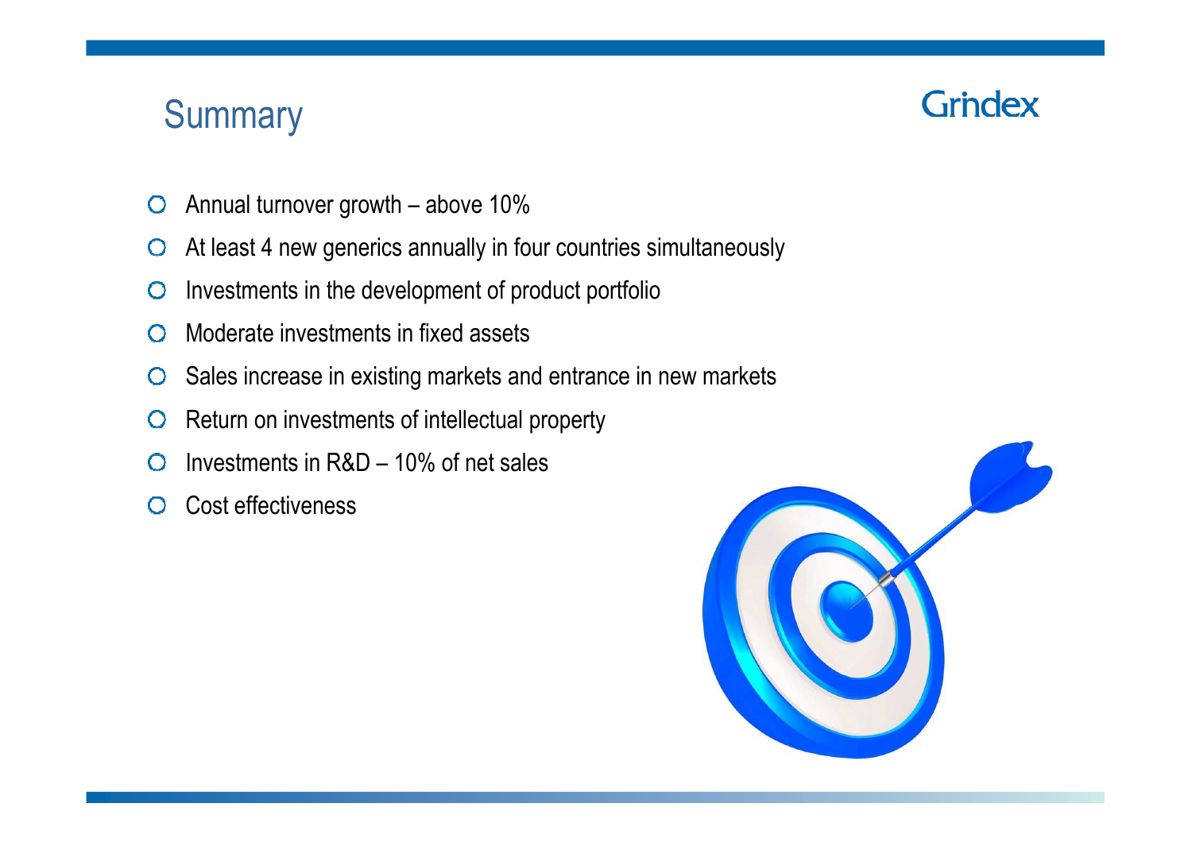# Summary

Grindex

- Annual turnover growth – above 10%
- At least 4 new generics annually in four countries simultaneously
- Investments in the development of product portfolio
- Moderate investments in fixed assets
- Sales increase in existing markets and entrance in new markets
- Return on investments of intellectual property
- Investments in R&D – 10% of net sales
- Cost effectiveness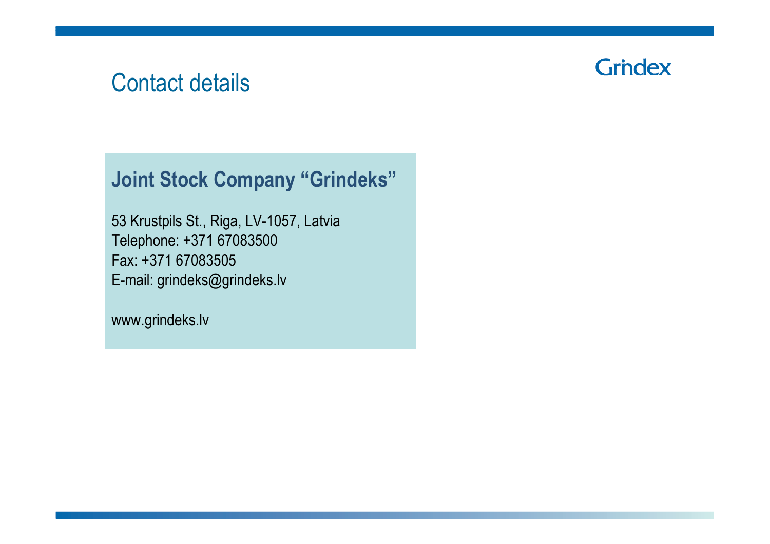# Contact details

Grindex

## Joint Stock Company “Grindeks”

53 Krustpils St., Riga, LV-1057, Latvia
Telephone: +371 67083500
Fax: +371 67083505
E-mail: grindeks@grindeks.lv

www.grindeks.lv